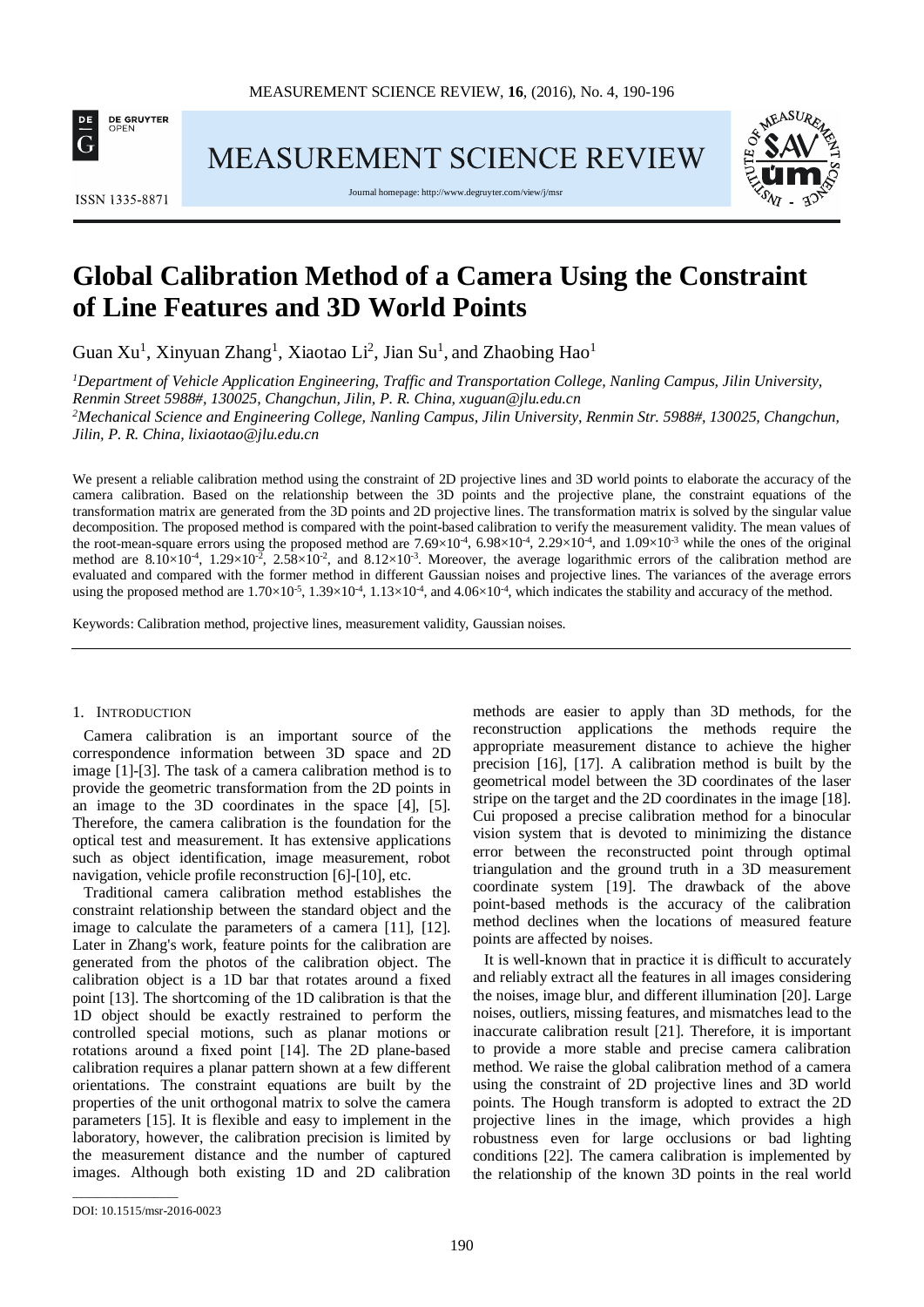# Global Calibration Method of a Camera Using the Constraint of Line Features and 3D World Points

Guan Xu[1], Xinyuan Zhang[1], Xiaotao Li[2], Jian Su[1], and Zhaobing Hao[1]

*[1]Department of Vehicle Application Engineering, Traffic and Transportation College, Nanling Campus, Jilin University, Renmin Street 5988#, 130025, Changchun, Jilin, P. R. China, xuguan@jlu.edu.cn*
*[2]Mechanical Science and Engineering College, Nanling Campus, Jilin University, Renmin Str. 5988#, 130025, Changchun, Jilin, P. R. China, lixiaotao@jlu.edu.cn*

We present a reliable calibration method using the constraint of 2D projective lines and 3D world points to elaborate the accuracy of the camera calibration. Based on the relationship between the 3D points and the projective plane, the constraint equations of the transformation matrix are generated from the 3D points and 2D projective lines. The transformation matrix is solved by the singular value decomposition. The proposed method is compared with the point-based calibration to verify the measurement validity. The mean values of the root-mean-square errors using the proposed method are $7.69\times10^{-4}$, $6.98\times10^{-4}$, $2.29\times10^{-4}$, and $1.09\times10^{-3}$ while the ones of the original method are $8.10\times10^{-4}$, $1.29\times10^{-2}$, $2.58\times10^{-2}$, and $8.12\times10^{-3}$. Moreover, the average logarithmic errors of the calibration method are evaluated and compared with the former method in different Gaussian noises and projective lines. The variances of the average errors using the proposed method are $1.70\times10^{-5}$, $1.39\times10^{-4}$, $1.13\times10^{-4}$, and $4.06\times10^{-4}$, which indicates the stability and accuracy of the method.

Keywords: Calibration method, projective lines, measurement validity, Gaussian noises.

## 1. Introduction

Camera calibration is an important source of the correspondence information between 3D space and 2D image [1]-[3]. The task of a camera calibration method is to provide the geometric transformation from the 2D points in an image to the 3D coordinates in the space [4], [5]. Therefore, the camera calibration is the foundation for the optical test and measurement. It has extensive applications such as object identification, image measurement, robot navigation, vehicle profile reconstruction [6]-[10], etc.

Traditional camera calibration method establishes the constraint relationship between the standard object and the image to calculate the parameters of a camera [11], [12]. Later in Zhang's work, feature points for the calibration are generated from the photos of the calibration object. The calibration object is a 1D bar that rotates around a fixed point [13]. The shortcoming of the 1D calibration is that the 1D object should be exactly restrained to perform the controlled special motions, such as planar motions or rotations around a fixed point [14]. The 2D plane-based calibration requires a planar pattern shown at a few different orientations. The constraint equations are built by the properties of the unit orthogonal matrix to solve the camera parameters [15]. It is flexible and easy to implement in the laboratory, however, the calibration precision is limited by the measurement distance and the number of captured images. Although both existing 1D and 2D calibration methods are easier to apply than 3D methods, for the reconstruction applications the methods require the appropriate measurement distance to achieve the higher precision [16], [17]. A calibration method is built by the geometrical model between the 3D coordinates of the laser stripe on the target and the 2D coordinates in the image [18]. Cui proposed a precise calibration method for a binocular vision system that is devoted to minimizing the distance error between the reconstructed point through optimal triangulation and the ground truth in a 3D measurement coordinate system [19]. The drawback of the above point-based methods is the accuracy of the calibration method declines when the locations of measured feature points are affected by noises.

It is well-known that in practice it is difficult to accurately and reliably extract all the features in all images considering the noises, image blur, and different illumination [20]. Large noises, outliers, missing features, and mismatches lead to the inaccurate calibration result [21]. Therefore, it is important to provide a more stable and precise camera calibration method. We raise the global calibration method of a camera using the constraint of 2D projective lines and 3D world points. The Hough transform is adopted to extract the 2D projective lines in the image, which provides a high robustness even for large occlusions or bad lighting conditions [22]. The camera calibration is implemented by the relationship of the known 3D points in the real world

DOI: 10.1515/msr-2016-0023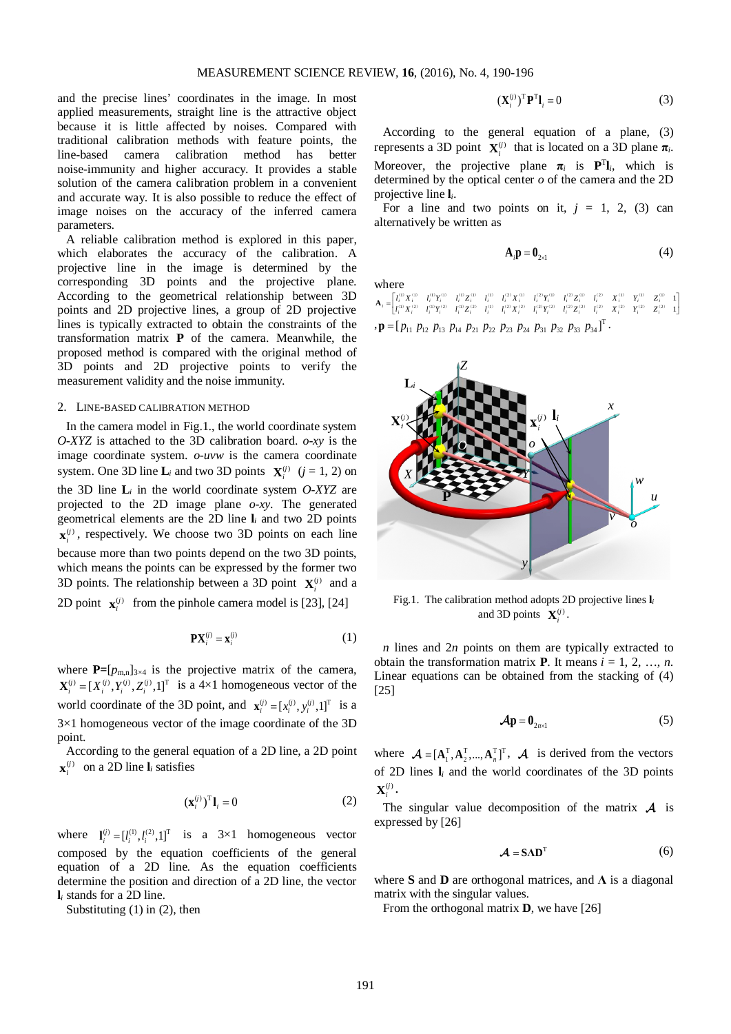and the precise lines' coordinates in the image. In most applied measurements, straight line is the attractive object because it is little affected by noises. Compared with traditional calibration methods with feature points, the line-based camera calibration method has better noise-immunity and higher accuracy. It provides a stable solution of the camera calibration problem in a convenient and accurate way. It is also possible to reduce the effect of image noises on the accuracy of the inferred camera parameters.

A reliable calibration method is explored in this paper, which elaborates the accuracy of the calibration. A projective line in the image is determined by the corresponding 3D points and the projective plane. According to the geometrical relationship between 3D points and 2D projective lines, a group of 2D projective lines is typically extracted to obtain the constraints of the transformation matrix **P** of the camera. Meanwhile, the proposed method is compared with the original method of 3D points and 2D projective points to verify the measurement validity and the noise immunity.

## 2. Line-based calibration method

In the camera model in Fig.1., the world coordinate system *O-XYZ* is attached to the 3D calibration board. *o-xy* is the image coordinate system. *o-uvw* is the camera coordinate system. One 3D line $\mathbf{L}_i$ and two 3D points $\mathbf{X}_i^{(j)}$ ($j$ = 1, 2) on the 3D line $\mathbf{L}_i$ in the world coordinate system *O-XYZ* are projected to the 2D image plane *o-xy*. The generated geometrical elements are the 2D line $\mathbf{l}_i$ and two 2D points $\mathbf{x}_i^{(j)}$, respectively. We choose two 3D points on each line because more than two points depend on the two 3D points, which means the points can be expressed by the former two 3D points. The relationship between a 3D point $\mathbf{X}_i^{(j)}$ and a 2D point $\mathbf{x}_i^{(j)}$ from the pinhole camera model is [23], [24]

$$\mathbf{P}\mathbf{X}_i^{(j)} = \mathbf{x}_i^{(j)} \tag{1}$$

where $\mathbf{P}=[p_{m,n}]_{3\times 4}$ is the projective matrix of the camera, $\mathbf{X}_i^{(j)} = [X_i^{(j)}, Y_i^{(j)}, Z_i^{(j)}, 1]^{\mathrm{T}}$ is a 4×1 homogeneous vector of the world coordinate of the 3D point, and $\mathbf{x}_i^{(j)} = [x_i^{(j)}, y_i^{(j)}, 1]^{\mathrm{T}}$ is a 3×1 homogeneous vector of the image coordinate of the 3D point.

According to the general equation of a 2D line, a 2D point $\mathbf{x}_i^{(j)}$ on a 2D line $\mathbf{l}_i$ satisfies

$$(\mathbf{x}_i^{(j)})^{\mathrm{T}}\mathbf{l}_i = 0 \tag{2}$$

where $\mathbf{l}_i^{(j)} = [l_i^{(1)}, l_i^{(2)}, 1]^{\mathrm{T}}$ is a 3×1 homogeneous vector composed by the equation coefficients of the general equation of a 2D line. As the equation coefficients determine the position and direction of a 2D line, the vector $\mathbf{l}_i$ stands for a 2D line.

Substituting (1) in (2), then

$$(\mathbf{X}_i^{(j)})^{\mathrm{T}}\mathbf{P}^{\mathrm{T}}\mathbf{l}_i = 0 \tag{3}$$

According to the general equation of a plane, (3) represents a 3D point $\mathbf{X}_i^{(j)}$ that is located on a 3D plane $\boldsymbol{\pi}_i$. Moreover, the projective plane $\boldsymbol{\pi}_i$ is $\mathbf{P}^{\mathrm{T}}\mathbf{l}_i$, which is determined by the optical center $o$ of the camera and the 2D projective line $\mathbf{l}_i$.

For a line and two points on it, $j$ = 1, 2, (3) can alternatively be written as

$$\mathbf{A}_i\mathbf{p} = \mathbf{0}_{2\times 1} \tag{4}$$

where

$$\mathbf{A}_i = \begin{bmatrix} l_i^{(1)}X_i^{(1)} & l_i^{(1)}Y_i^{(1)} & l_i^{(1)}Z_i^{(1)} & l_i^{(1)} & l_i^{(2)}X_i^{(1)} & l_i^{(2)}Y_i^{(1)} & l_i^{(2)}Z_i^{(1)} & l_i^{(2)} & X_i^{(1)} & Y_i^{(1)} & Z_i^{(1)} & 1 \\ l_i^{(1)}X_i^{(2)} & l_i^{(1)}Y_i^{(2)} & l_i^{(1)}Z_i^{(2)} & l_i^{(1)} & l_i^{(2)}X_i^{(2)} & l_i^{(2)}Y_i^{(2)} & l_i^{(2)}Z_i^{(2)} & l_i^{(2)} & X_i^{(2)} & Y_i^{(2)} & Z_i^{(2)} & 1 \end{bmatrix}$$

$$,\mathbf{p} = [p_{11}\ p_{12}\ p_{13}\ p_{14}\ p_{21}\ p_{22}\ p_{23}\ p_{24}\ p_{31}\ p_{32}\ p_{33}\ p_{34}]^{\mathrm{T}}.$$

Fig.1. The calibration method adopts 2D projective lines $\mathbf{l}_i$ and 3D points $\mathbf{X}_i^{(j)}$.

$n$ lines and $2n$ points on them are typically extracted to obtain the transformation matrix **P**. It means $i$ = 1, 2, …, $n$. Linear equations can be obtained from the stacking of (4) [25]

$$\mathcal{A}\mathbf{p} = \mathbf{0}_{2n\times 1} \tag{5}$$

where $\mathcal{A} = [\mathbf{A}_1^{\mathrm{T}}, \mathbf{A}_2^{\mathrm{T}}, ..., \mathbf{A}_n^{\mathrm{T}}]^{\mathrm{T}}$, $\mathcal{A}$ is derived from the vectors of 2D lines $\mathbf{l}_i$ and the world coordinates of the 3D points $\mathbf{X}_i^{(j)}$.

The singular value decomposition of the matrix $\mathcal{A}$ is expressed by [26]

$$\mathcal{A} = \mathbf{S}\boldsymbol{\Lambda}\mathbf{D}^{\mathrm{T}} \tag{6}$$

where **S** and **D** are orthogonal matrices, and $\boldsymbol{\Lambda}$ is a diagonal matrix with the singular values.

From the orthogonal matrix **D**, we have [26]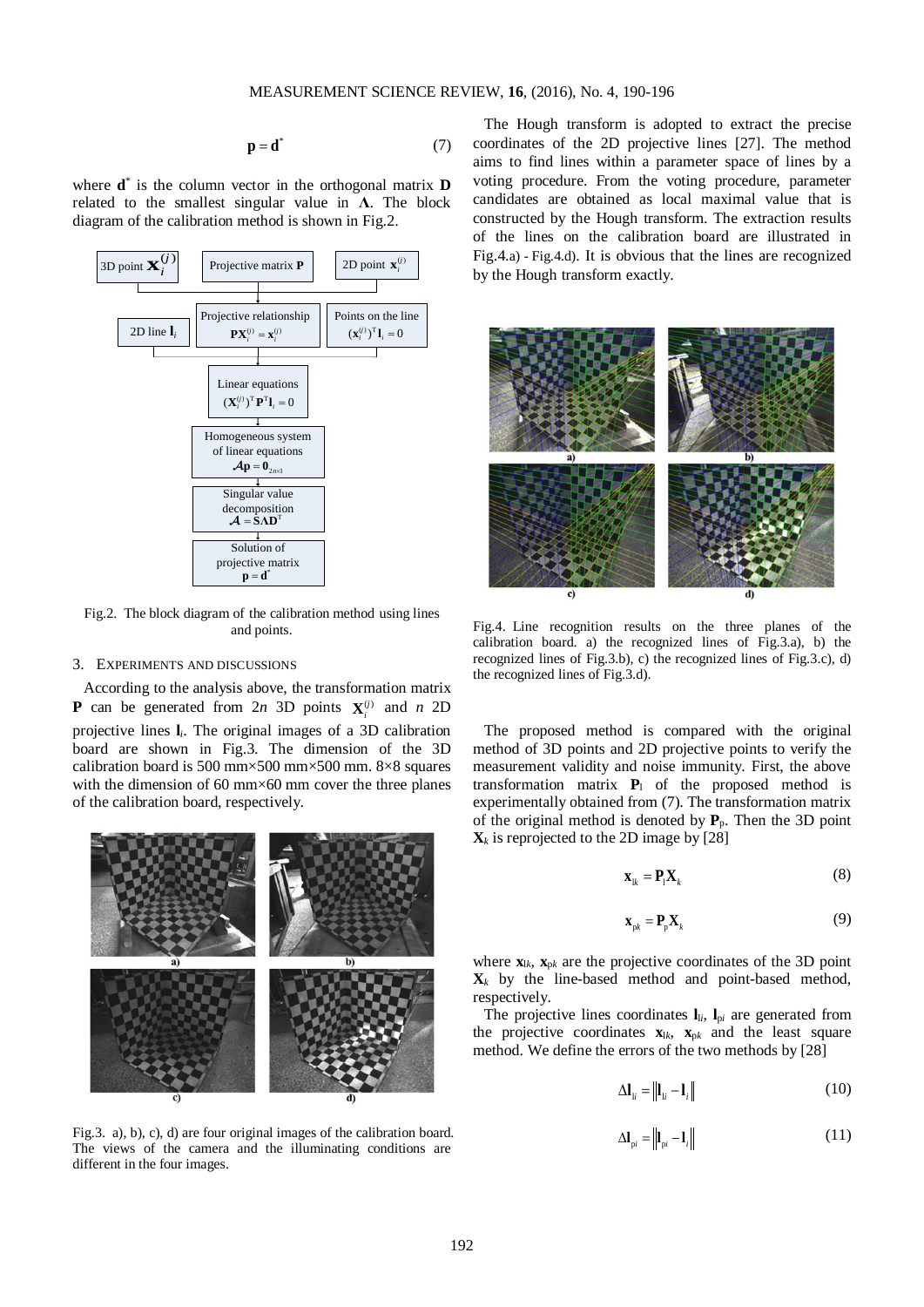$$\mathbf{p} = \mathbf{d}^{*} \tag{7}$$

where $\mathbf{d}^{*}$ is the column vector in the orthogonal matrix $\mathbf{D}$ related to the smallest singular value in $\mathbf{\Lambda}$. The block diagram of the calibration method is shown in Fig.2.

Fig.2. The block diagram of the calibration method using lines and points.

## 3. EXPERIMENTS AND DISCUSSIONS

According to the analysis above, the transformation matrix $\mathbf{P}$ can be generated from $2n$ 3D points $\mathbf{X}_i^{(j)}$ and $n$ 2D projective lines $\mathbf{l}_i$. The original images of a 3D calibration board are shown in Fig.3. The dimension of the 3D calibration board is 500 mm×500 mm×500 mm. 8×8 squares with the dimension of 60 mm×60 mm cover the three planes of the calibration board, respectively.

Fig.3. a), b), c), d) are four original images of the calibration board. The views of the camera and the illuminating conditions are different in the four images.

The Hough transform is adopted to extract the precise coordinates of the 2D projective lines [27]. The method aims to find lines within a parameter space of lines by a voting procedure. From the voting procedure, parameter candidates are obtained as local maximal value that is constructed by the Hough transform. The extraction results of the lines on the calibration board are illustrated in Fig.4.a) - Fig.4.d). It is obvious that the lines are recognized by the Hough transform exactly.

Fig.4. Line recognition results on the three planes of the calibration board. a) the recognized lines of Fig.3.a), b) the recognized lines of Fig.3.b), c) the recognized lines of Fig.3.c), d) the recognized lines of Fig.3.d).

The proposed method is compared with the original method of 3D points and 2D projective points to verify the measurement validity and noise immunity. First, the above transformation matrix $\mathbf{P}_{\mathrm{l}}$ of the proposed method is experimentally obtained from (7). The transformation matrix of the original method is denoted by $\mathbf{P}_{\mathrm{p}}$. Then the 3D point $\mathbf{X}_k$ is reprojected to the 2D image by [28]

$$\mathbf{x}_{\mathrm{l}k} = \mathbf{P}_{\mathrm{l}}\mathbf{X}_k \tag{8}$$

$$\mathbf{x}_{\mathrm{p}k} = \mathbf{P}_{\mathrm{p}}\mathbf{X}_k \tag{9}$$

where $\mathbf{x}_{\mathrm{l}k}$, $\mathbf{x}_{\mathrm{p}k}$ are the projective coordinates of the 3D point $\mathbf{X}_k$ by the line-based method and point-based method, respectively.

The projective lines coordinates $\mathbf{l}_{\mathrm{l}i}$, $\mathbf{l}_{\mathrm{p}i}$ are generated from the projective coordinates $\mathbf{x}_{\mathrm{l}k}$, $\mathbf{x}_{\mathrm{p}k}$ and the least square method. We define the errors of the two methods by [28]

$$\Delta\mathbf{l}_{\mathrm{l}i} = \left\| \mathbf{l}_{\mathrm{l}i} - \mathbf{l}_i \right\| \tag{10}$$

$$\Delta\mathbf{l}_{\mathrm{p}i} = \left\| \mathbf{l}_{\mathrm{p}i} - \mathbf{l}_i \right\| \tag{11}$$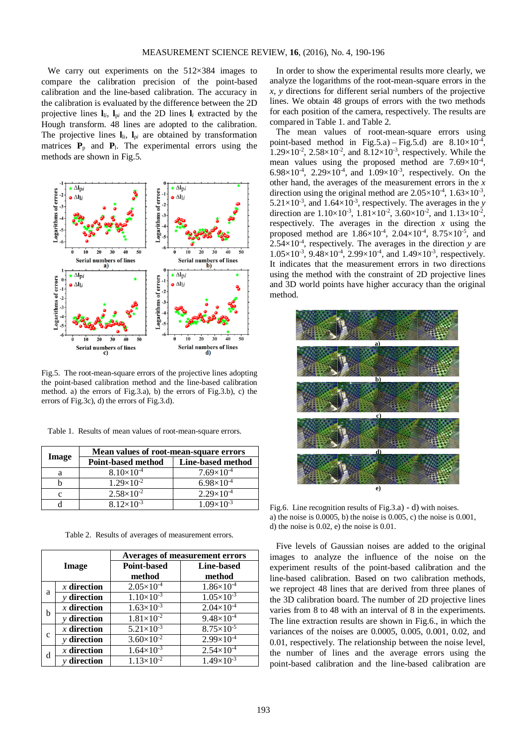We carry out experiments on the 512×384 images to compare the calibration precision of the point-based calibration and the line-based calibration. The accuracy in the calibration is evaluated by the difference between the 2D projective lines $\mathbf{l}_{li}$, $\mathbf{l}_{pi}$ and the 2D lines $\mathbf{l}_i$ extracted by the Hough transform. 48 lines are adopted to the calibration. The projective lines $\mathbf{l}_{li}$, $\mathbf{l}_{pi}$ are obtained by transformation matrices $\mathbf{P}_\mathrm{p}$ and $\mathbf{P}_\mathrm{l}$. The experimental errors using the methods are shown in Fig.5.

Fig.5. The root-mean-square errors of the projective lines adopting the point-based calibration method and the line-based calibration method. a) the errors of Fig.3.a), b) the errors of Fig.3.b), c) the errors of Fig.3c), d) the errors of Fig.3.d).

Table 1. Results of mean values of root-mean-square errors.

| Image | Mean values of root-mean-square errors | |
|---|---|---|
| | Point-based method | Line-based method |
| a | $8.10\times10^{-4}$ | $7.69\times10^{-4}$ |
| b | $1.29\times10^{-2}$ | $6.98\times10^{-4}$ |
| c | $2.58\times10^{-2}$ | $2.29\times10^{-4}$ |
| d | $8.12\times10^{-3}$ | $1.09\times10^{-3}$ |

Table 2. Results of averages of measurement errors.

| Image | | Averages of measurement errors | |
|---|---|---|---|
| | | Point-based method | Line-based method |
| a | *x* direction | $2.05\times10^{-4}$ | $1.86\times10^{-4}$ |
| | *y* direction | $1.10\times10^{-3}$ | $1.05\times10^{-3}$ |
| b | *x* direction | $1.63\times10^{-3}$ | $2.04\times10^{-4}$ |
| | *y* direction | $1.81\times10^{-2}$ | $9.48\times10^{-4}$ |
| c | *x* direction | $5.21\times10^{-3}$ | $8.75\times10^{-5}$ |
| | *y* direction | $3.60\times10^{-2}$ | $2.99\times10^{-4}$ |
| d | *x* direction | $1.64\times10^{-3}$ | $2.54\times10^{-4}$ |
| | *y* direction | $1.13\times10^{-2}$ | $1.49\times10^{-3}$ |

In order to show the experimental results more clearly, we analyze the logarithms of the root-mean-square errors in the *x*, *y* directions for different serial numbers of the projective lines. We obtain 48 groups of errors with the two methods for each position of the camera, respectively. The results are compared in Table 1. and Table 2.

The mean values of root-mean-square errors using point-based method in Fig.5.a) – Fig.5.d) are $8.10\times10^{-4}$, $1.29\times10^{-2}$, $2.58\times10^{-2}$, and $8.12\times10^{-3}$, respectively. While the mean values using the proposed method are $7.69\times10^{-4}$, $6.98\times10^{-4}$, $2.29\times10^{-4}$, and $1.09\times10^{-3}$, respectively. On the other hand, the averages of the measurement errors in the *x* direction using the original method are $2.05\times10^{-4}$, $1.63\times10^{-3}$, $5.21\times10^{-3}$, and $1.64\times10^{-3}$, respectively. The averages in the *y* direction are $1.10\times10^{-3}$, $1.81\times10^{-2}$, $3.60\times10^{-2}$, and $1.13\times10^{-2}$, respectively. The averages in the direction *x* using the proposed method are $1.86\times10^{-4}$, $2.04\times10^{-4}$, $8.75\times10^{-5}$, and $2.54\times10^{-4}$, respectively. The averages in the direction *y* are $1.05\times10^{-3}$, $9.48\times10^{-4}$, $2.99\times10^{-4}$, and $1.49\times10^{-3}$, respectively. It indicates that the measurement errors in two directions using the method with the constraint of 2D projective lines and 3D world points have higher accuracy than the original method.

Fig.6. Line recognition results of Fig.3.a) - d) with noises. a) the noise is 0.0005, b) the noise is 0.005, c) the noise is 0.001, d) the noise is 0.02, e) the noise is 0.01.

Five levels of Gaussian noises are added to the original images to analyze the influence of the noise on the experiment results of the point-based calibration and the line-based calibration. Based on two calibration methods, we reproject 48 lines that are derived from three planes of the 3D calibration board. The number of 2D projective lines varies from 8 to 48 with an interval of 8 in the experiments. The line extraction results are shown in Fig.6., in which the variances of the noises are 0.0005, 0.005, 0.001, 0.02, and 0.01, respectively. The relationship between the noise level, the number of lines and the average errors using the point-based calibration and the line-based calibration are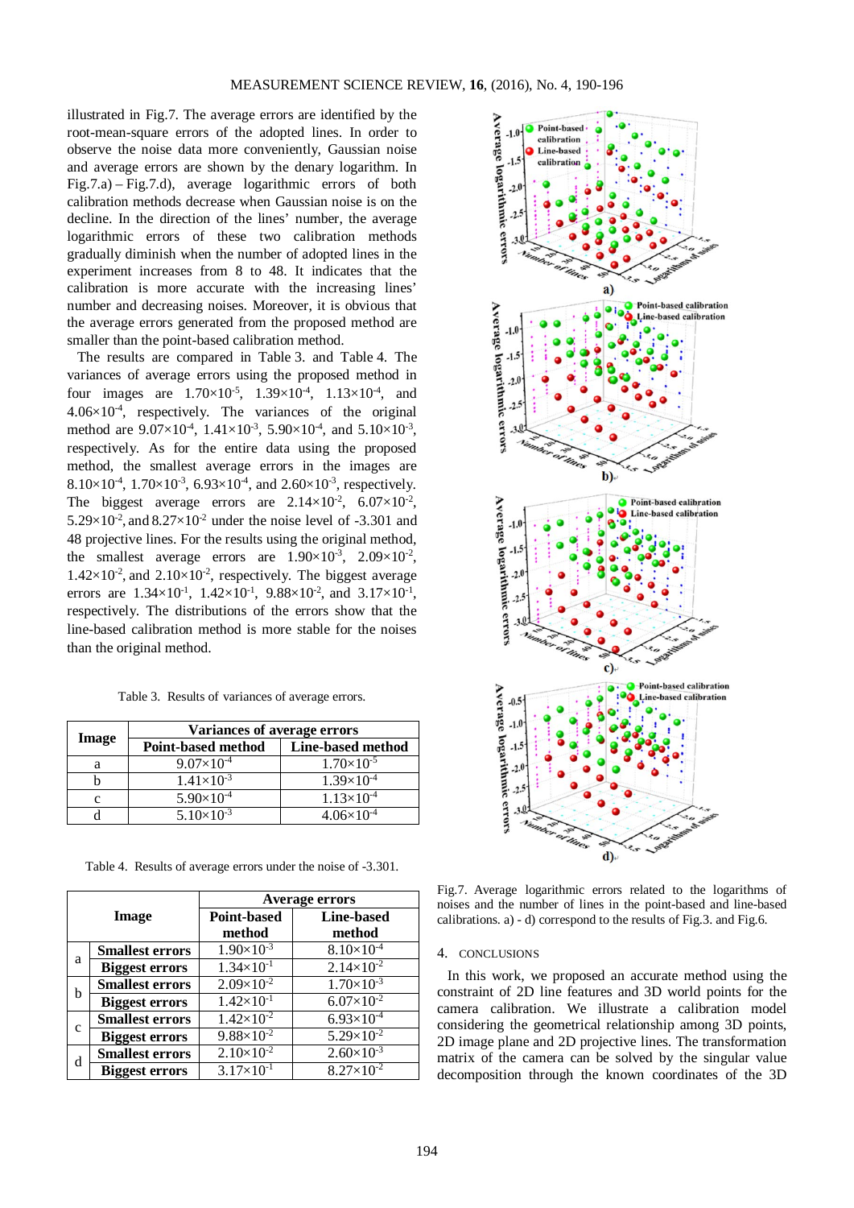illustrated in Fig.7. The average errors are identified by the root-mean-square errors of the adopted lines. In order to observe the noise data more conveniently, Gaussian noise and average errors are shown by the denary logarithm. In Fig.7.a) – Fig.7.d), average logarithmic errors of both calibration methods decrease when Gaussian noise is on the decline. In the direction of the lines' number, the average logarithmic errors of these two calibration methods gradually diminish when the number of adopted lines in the experiment increases from 8 to 48. It indicates that the calibration is more accurate with the increasing lines' number and decreasing noises. Moreover, it is obvious that the average errors generated from the proposed method are smaller than the point-based calibration method.

The results are compared in Table 3. and Table 4. The variances of average errors using the proposed method in four images are $1.70\times10^{-5}$, $1.39\times10^{-4}$, $1.13\times10^{-4}$, and $4.06\times10^{-4}$, respectively. The variances of the original method are $9.07\times10^{-4}$, $1.41\times10^{-3}$, $5.90\times10^{-4}$, and $5.10\times10^{-3}$, respectively. As for the entire data using the proposed method, the smallest average errors in the images are $8.10\times10^{-4}$, $1.70\times10^{-3}$, $6.93\times10^{-4}$, and $2.60\times10^{-3}$, respectively. The biggest average errors are $2.14\times10^{-2}$, $6.07\times10^{-2}$, $5.29\times10^{-2}$, and $8.27\times10^{-2}$ under the noise level of -3.301 and 48 projective lines. For the results using the original method, the smallest average errors are $1.90\times10^{-3}$, $2.09\times10^{-2}$, $1.42\times10^{-2}$, and $2.10\times10^{-2}$, respectively. The biggest average errors are $1.34\times10^{-1}$, $1.42\times10^{-1}$, $9.88\times10^{-2}$, and $3.17\times10^{-1}$, respectively. The distributions of the errors show that the line-based calibration method is more stable for the noises than the original method.

Table 3. Results of variances of average errors.

| Image | Variances of average errors | |
|---|---|---|
| | Point-based method | Line-based method |
| a | $9.07\times10^{-4}$ | $1.70\times10^{-5}$ |
| b | $1.41\times10^{-3}$ | $1.39\times10^{-4}$ |
| c | $5.90\times10^{-4}$ | $1.13\times10^{-4}$ |
| d | $5.10\times10^{-3}$ | $4.06\times10^{-4}$ |

Table 4. Results of average errors under the noise of -3.301.

| Image | | Average errors | |
|---|---|---|---|
| | | Point-based method | Line-based method |
| a | Smallest errors | $1.90\times10^{-3}$ | $8.10\times10^{-4}$ |
| | Biggest errors | $1.34\times10^{-1}$ | $2.14\times10^{-2}$ |
| b | Smallest errors | $2.09\times10^{-2}$ | $1.70\times10^{-3}$ |
| | Biggest errors | $1.42\times10^{-1}$ | $6.07\times10^{-2}$ |
| c | Smallest errors | $1.42\times10^{-2}$ | $6.93\times10^{-4}$ |
| | Biggest errors | $9.88\times10^{-2}$ | $5.29\times10^{-2}$ |
| d | Smallest errors | $2.10\times10^{-2}$ | $2.60\times10^{-3}$ |
| | Biggest errors | $3.17\times10^{-1}$ | $8.27\times10^{-2}$ |

Fig.7. Average logarithmic errors related to the logarithms of noises and the number of lines in the point-based and line-based calibrations. a) - d) correspond to the results of Fig.3. and Fig.6.

## 4. CONCLUSIONS

In this work, we proposed an accurate method using the constraint of 2D line features and 3D world points for the camera calibration. We illustrate a calibration model considering the geometrical relationship among 3D points, 2D image plane and 2D projective lines. The transformation matrix of the camera can be solved by the singular value decomposition through the known coordinates of the 3D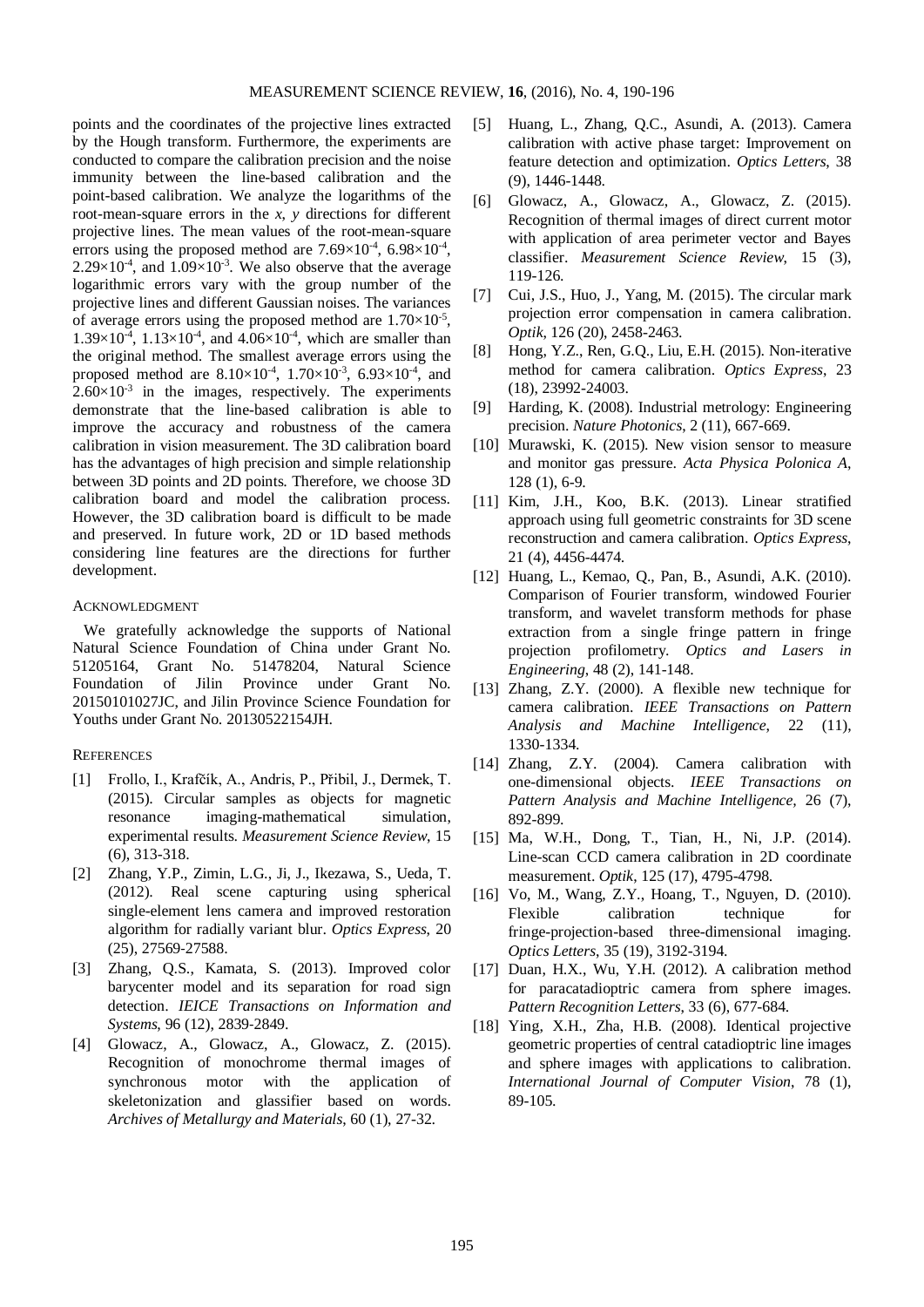points and the coordinates of the projective lines extracted by the Hough transform. Furthermore, the experiments are conducted to compare the calibration precision and the noise immunity between the line-based calibration and the point-based calibration. We analyze the logarithms of the root-mean-square errors in the *x*, *y* directions for different projective lines. The mean values of the root-mean-square errors using the proposed method are $7.69\times10^{-4}$, $6.98\times10^{-4}$, $2.29\times10^{-4}$, and $1.09\times10^{-3}$. We also observe that the average logarithmic errors vary with the group number of the projective lines and different Gaussian noises. The variances of average errors using the proposed method are $1.70\times10^{-5}$, $1.39\times10^{-4}$, $1.13\times10^{-4}$, and $4.06\times10^{-4}$, which are smaller than the original method. The smallest average errors using the proposed method are $8.10\times10^{-4}$, $1.70\times10^{-3}$, $6.93\times10^{-4}$, and $2.60\times10^{-3}$ in the images, respectively. The experiments demonstrate that the line-based calibration is able to improve the accuracy and robustness of the camera calibration in vision measurement. The 3D calibration board has the advantages of high precision and simple relationship between 3D points and 2D points. Therefore, we choose 3D calibration board and model the calibration process. However, the 3D calibration board is difficult to be made and preserved. In future work, 2D or 1D based methods considering line features are the directions for further development.

## ACKNOWLEDGMENT

We gratefully acknowledge the supports of National Natural Science Foundation of China under Grant No. 51205164, Grant No. 51478204, Natural Science Foundation of Jilin Province under Grant No. 20150101027JC, and Jilin Province Science Foundation for Youths under Grant No. 20130522154JH.

## REFERENCES

[1] Frollo, I., Krafčík, A., Andris, P., Přibil, J., Dermek, T. (2015). Circular samples as objects for magnetic resonance imaging-mathematical simulation, experimental results. *Measurement Science Review*, 15 (6), 313-318.

[2] Zhang, Y.P., Zimin, L.G., Ji, J., Ikezawa, S., Ueda, T. (2012). Real scene capturing using spherical single-element lens camera and improved restoration algorithm for radially variant blur. *Optics Express*, 20 (25), 27569-27588.

[3] Zhang, Q.S., Kamata, S. (2013). Improved color barycenter model and its separation for road sign detection. *IEICE Transactions on Information and Systems*, 96 (12), 2839-2849.

[4] Glowacz, A., Glowacz, A., Glowacz, Z. (2015). Recognition of monochrome thermal images of synchronous motor with the application of skeletonization and glassifier based on words. *Archives of Metallurgy and Materials*, 60 (1), 27-32.

[5] Huang, L., Zhang, Q.C., Asundi, A. (2013). Camera calibration with active phase target: Improvement on feature detection and optimization. *Optics Letters*, 38 (9), 1446-1448.

[6] Glowacz, A., Glowacz, A., Glowacz, Z. (2015). Recognition of thermal images of direct current motor with application of area perimeter vector and Bayes classifier. *Measurement Science Review*, 15 (3), 119-126.

[7] Cui, J.S., Huo, J., Yang, M. (2015). The circular mark projection error compensation in camera calibration. *Optik*, 126 (20), 2458-2463.

[8] Hong, Y.Z., Ren, G.Q., Liu, E.H. (2015). Non-iterative method for camera calibration. *Optics Express*, 23 (18), 23992-24003.

[9] Harding, K. (2008). Industrial metrology: Engineering precision. *Nature Photonics*, 2 (11), 667-669.

[10] Murawski, K. (2015). New vision sensor to measure and monitor gas pressure. *Acta Physica Polonica A*, 128 (1), 6-9.

[11] Kim, J.H., Koo, B.K. (2013). Linear stratified approach using full geometric constraints for 3D scene reconstruction and camera calibration. *Optics Express*, 21 (4), 4456-4474.

[12] Huang, L., Kemao, Q., Pan, B., Asundi, A.K. (2010). Comparison of Fourier transform, windowed Fourier transform, and wavelet transform methods for phase extraction from a single fringe pattern in fringe projection profilometry. *Optics and Lasers in Engineering*, 48 (2), 141-148.

[13] Zhang, Z.Y. (2000). A flexible new technique for camera calibration. *IEEE Transactions on Pattern Analysis and Machine Intelligence*, 22 (11), 1330-1334.

[14] Zhang, Z.Y. (2004). Camera calibration with one-dimensional objects. *IEEE Transactions on Pattern Analysis and Machine Intelligence*, 26 (7), 892-899.

[15] Ma, W.H., Dong, T., Tian, H., Ni, J.P. (2014). Line-scan CCD camera calibration in 2D coordinate measurement. *Optik*, 125 (17), 4795-4798.

[16] Vo, M., Wang, Z.Y., Hoang, T., Nguyen, D. (2010). Flexible calibration technique for fringe-projection-based three-dimensional imaging. *Optics Letters*, 35 (19), 3192-3194.

[17] Duan, H.X., Wu, Y.H. (2012). A calibration method for paracatadioptric camera from sphere images. *Pattern Recognition Letters*, 33 (6), 677-684.

[18] Ying, X.H., Zha, H.B. (2008). Identical projective geometric properties of central catadioptric line images and sphere images with applications to calibration. *International Journal of Computer Vision*, 78 (1), 89-105.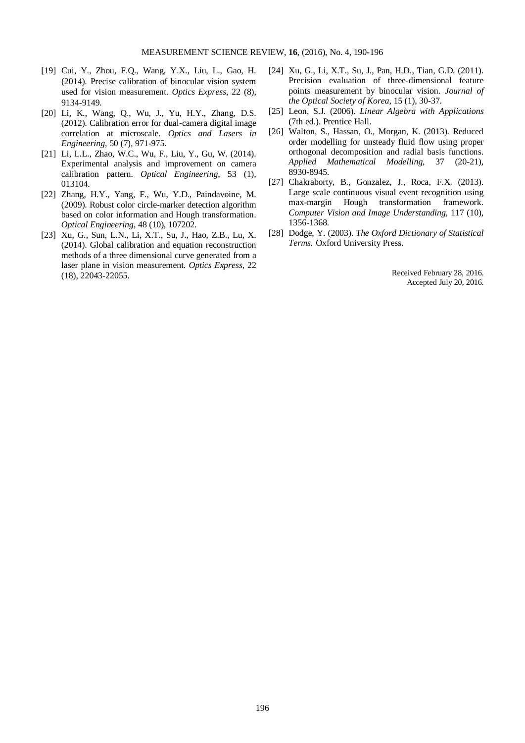[19] Cui, Y., Zhou, F.Q., Wang, Y.X., Liu, L., Gao, H. (2014). Precise calibration of binocular vision system used for vision measurement. *Optics Express*, 22 (8), 9134-9149.

[20] Li, K., Wang, Q., Wu, J., Yu, H.Y., Zhang, D.S. (2012). Calibration error for dual-camera digital image correlation at microscale. *Optics and Lasers in Engineering*, 50 (7), 971-975.

[21] Li, L.L., Zhao, W.C., Wu, F., Liu, Y., Gu, W. (2014). Experimental analysis and improvement on camera calibration pattern. *Optical Engineering*, 53 (1), 013104.

[22] Zhang, H.Y., Yang, F., Wu, Y.D., Paindavoine, M. (2009). Robust color circle-marker detection algorithm based on color information and Hough transformation. *Optical Engineering*, 48 (10), 107202.

[23] Xu, G., Sun, L.N., Li, X.T., Su, J., Hao, Z.B., Lu, X. (2014). Global calibration and equation reconstruction methods of a three dimensional curve generated from a laser plane in vision measurement. *Optics Express*, 22 (18), 22043-22055.

[24] Xu, G., Li, X.T., Su, J., Pan, H.D., Tian, G.D. (2011). Precision evaluation of three-dimensional feature points measurement by binocular vision. *Journal of the Optical Society of Korea*, 15 (1), 30-37.

[25] Leon, S.J. (2006). *Linear Algebra with Applications* (7th ed.). Prentice Hall.

[26] Walton, S., Hassan, O., Morgan, K. (2013). Reduced order modelling for unsteady fluid flow using proper orthogonal decomposition and radial basis functions. *Applied Mathematical Modelling*, 37 (20-21), 8930-8945.

[27] Chakraborty, B., Gonzalez, J., Roca, F.X. (2013). Large scale continuous visual event recognition using max-margin Hough transformation framework. *Computer Vision and Image Understanding*, 117 (10), 1356-1368.

[28] Dodge, Y. (2003). *The Oxford Dictionary of Statistical Terms.* Oxford University Press.

Received February 28, 2016.
Accepted July 20, 2016.